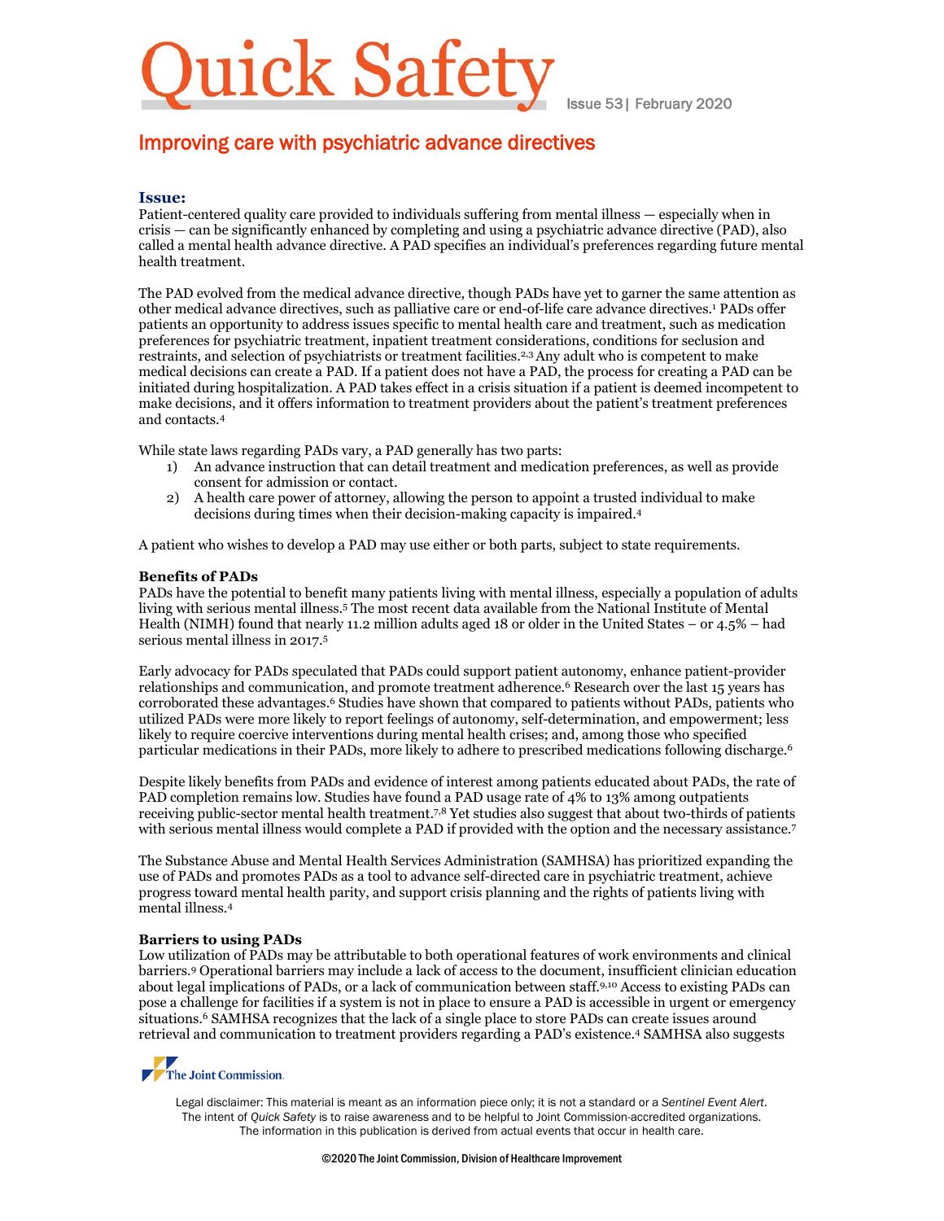# Quick Safety

Issue 53| February 2020

## Improving care with psychiatric advance directives

### Issue:

Patient-centered quality care provided to individuals suffering from mental illness — especially when in crisis — can be significantly enhanced by completing and using a psychiatric advance directive (PAD), also called a mental health advance directive. A PAD specifies an individual's preferences regarding future mental health treatment.

The PAD evolved from the medical advance directive, though PADs have yet to garner the same attention as other medical advance directives, such as palliative care or end-of-life care advance directives.[1] PADs offer patients an opportunity to address issues specific to mental health care and treatment, such as medication preferences for psychiatric treatment, inpatient treatment considerations, conditions for seclusion and restraints, and selection of psychiatrists or treatment facilities.[2,3] Any adult who is competent to make medical decisions can create a PAD. If a patient does not have a PAD, the process for creating a PAD can be initiated during hospitalization. A PAD takes effect in a crisis situation if a patient is deemed incompetent to make decisions, and it offers information to treatment providers about the patient's treatment preferences and contacts.[4]

While state laws regarding PADs vary, a PAD generally has two parts:

1) An advance instruction that can detail treatment and medication preferences, as well as provide consent for admission or contact.
2) A health care power of attorney, allowing the person to appoint a trusted individual to make decisions during times when their decision-making capacity is impaired.[4]

A patient who wishes to develop a PAD may use either or both parts, subject to state requirements.

**Benefits of PADs**

PADs have the potential to benefit many patients living with mental illness, especially a population of adults living with serious mental illness.[5] The most recent data available from the National Institute of Mental Health (NIMH) found that nearly 11.2 million adults aged 18 or older in the United States – or 4.5% – had serious mental illness in 2017.[5]

Early advocacy for PADs speculated that PADs could support patient autonomy, enhance patient-provider relationships and communication, and promote treatment adherence.[6] Research over the last 15 years has corroborated these advantages.[6] Studies have shown that compared to patients without PADs, patients who utilized PADs were more likely to report feelings of autonomy, self-determination, and empowerment; less likely to require coercive interventions during mental health crises; and, among those who specified particular medications in their PADs, more likely to adhere to prescribed medications following discharge.[6]

Despite likely benefits from PADs and evidence of interest among patients educated about PADs, the rate of PAD completion remains low. Studies have found a PAD usage rate of 4% to 13% among outpatients receiving public-sector mental health treatment.[7,8] Yet studies also suggest that about two-thirds of patients with serious mental illness would complete a PAD if provided with the option and the necessary assistance.[7]

The Substance Abuse and Mental Health Services Administration (SAMHSA) has prioritized expanding the use of PADs and promotes PADs as a tool to advance self-directed care in psychiatric treatment, achieve progress toward mental health parity, and support crisis planning and the rights of patients living with mental illness.[4]

**Barriers to using PADs**

Low utilization of PADs may be attributable to both operational features of work environments and clinical barriers.[9] Operational barriers may include a lack of access to the document, insufficient clinician education about legal implications of PADs, or a lack of communication between staff.[9,10] Access to existing PADs can pose a challenge for facilities if a system is not in place to ensure a PAD is accessible in urgent or emergency situations.[6] SAMHSA recognizes that the lack of a single place to store PADs can create issues around retrieval and communication to treatment providers regarding a PAD's existence.[4] SAMHSA also suggests

The Joint Commission

Legal disclaimer: This material is meant as an information piece only; it is not a standard or a *Sentinel Event Alert*. The intent of *Quick Safety* is to raise awareness and to be helpful to Joint Commission-accredited organizations. The information in this publication is derived from actual events that occur in health care.

©2020 The Joint Commission, Division of Healthcare Improvement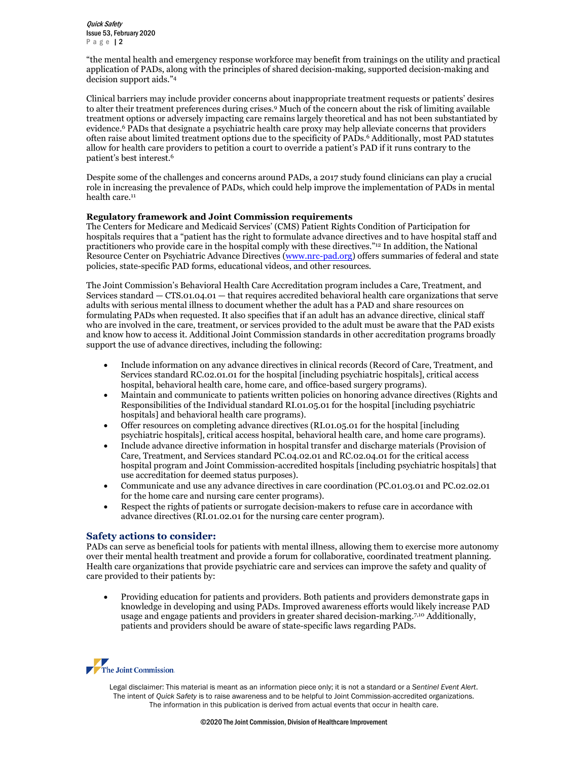"the mental health and emergency response workforce may benefit from trainings on the utility and practical application of PADs, along with the principles of shared decision-making, supported decision-making and decision support aids."[4]

Clinical barriers may include provider concerns about inappropriate treatment requests or patients' desires to alter their treatment preferences during crises.[9] Much of the concern about the risk of limiting available treatment options or adversely impacting care remains largely theoretical and has not been substantiated by evidence.[6] PADs that designate a psychiatric health care proxy may help alleviate concerns that providers often raise about limited treatment options due to the specificity of PADs.[6] Additionally, most PAD statutes allow for health care providers to petition a court to override a patient's PAD if it runs contrary to the patient's best interest.[6]

Despite some of the challenges and concerns around PADs, a 2017 study found clinicians can play a crucial role in increasing the prevalence of PADs, which could help improve the implementation of PADs in mental health care.[11]

**Regulatory framework and Joint Commission requirements**

The Centers for Medicare and Medicaid Services' (CMS) Patient Rights Condition of Participation for hospitals requires that a "patient has the right to formulate advance directives and to have hospital staff and practitioners who provide care in the hospital comply with these directives."[12] In addition, the National Resource Center on Psychiatric Advance Directives (www.nrc-pad.org) offers summaries of federal and state policies, state-specific PAD forms, educational videos, and other resources.

The Joint Commission's Behavioral Health Care Accreditation program includes a Care, Treatment, and Services standard — CTS.01.04.01 — that requires accredited behavioral health care organizations that serve adults with serious mental illness to document whether the adult has a PAD and share resources on formulating PADs when requested. It also specifies that if an adult has an advance directive, clinical staff who are involved in the care, treatment, or services provided to the adult must be aware that the PAD exists and know how to access it. Additional Joint Commission standards in other accreditation programs broadly support the use of advance directives, including the following:

- Include information on any advance directives in clinical records (Record of Care, Treatment, and Services standard RC.02.01.01 for the hospital [including psychiatric hospitals], critical access hospital, behavioral health care, home care, and office-based surgery programs).
- Maintain and communicate to patients written policies on honoring advance directives (Rights and Responsibilities of the Individual standard RI.01.05.01 for the hospital [including psychiatric hospitals] and behavioral health care programs).
- Offer resources on completing advance directives (RI.01.05.01 for the hospital [including psychiatric hospitals], critical access hospital, behavioral health care, and home care programs).
- Include advance directive information in hospital transfer and discharge materials (Provision of Care, Treatment, and Services standard PC.04.02.01 and RC.02.04.01 for the critical access hospital program and Joint Commission-accredited hospitals [including psychiatric hospitals] that use accreditation for deemed status purposes).
- Communicate and use any advance directives in care coordination (PC.01.03.01 and PC.02.02.01 for the home care and nursing care center programs).
- Respect the rights of patients or surrogate decision-makers to refuse care in accordance with advance directives (RI.01.02.01 for the nursing care center program).

## Safety actions to consider:

PADs can serve as beneficial tools for patients with mental illness, allowing them to exercise more autonomy over their mental health treatment and provide a forum for collaborative, coordinated treatment planning. Health care organizations that provide psychiatric care and services can improve the safety and quality of care provided to their patients by:

- Providing education for patients and providers. Both patients and providers demonstrate gaps in knowledge in developing and using PADs. Improved awareness efforts would likely increase PAD usage and engage patients and providers in greater shared decision-marking.[7,10] Additionally, patients and providers should be aware of state-specific laws regarding PADs.

Legal disclaimer: This material is meant as an information piece only; it is not a standard or a *Sentinel Event Alert*. The intent of *Quick Safety* is to raise awareness and to be helpful to Joint Commission-accredited organizations. The information in this publication is derived from actual events that occur in health care.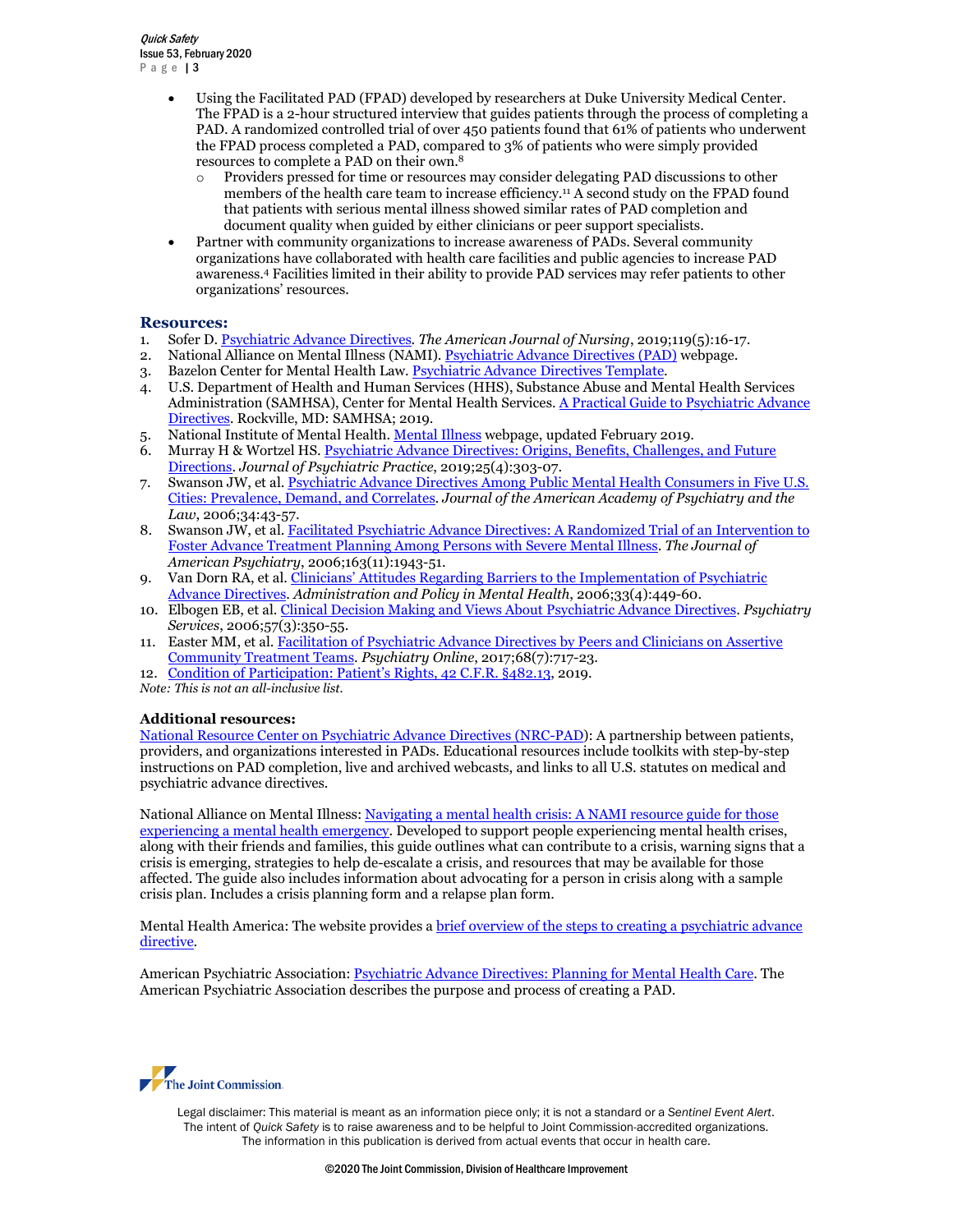- Using the Facilitated PAD (FPAD) developed by researchers at Duke University Medical Center. The FPAD is a 2-hour structured interview that guides patients through the process of completing a PAD. A randomized controlled trial of over 450 patients found that 61% of patients who underwent the FPAD process completed a PAD, compared to 3% of patients who were simply provided resources to complete a PAD on their own.[8]
  - Providers pressed for time or resources may consider delegating PAD discussions to other members of the health care team to increase efficiency.[11] A second study on the FPAD found that patients with serious mental illness showed similar rates of PAD completion and document quality when guided by either clinicians or peer support specialists.
- Partner with community organizations to increase awareness of PADs. Several community organizations have collaborated with health care facilities and public agencies to increase PAD awareness.[4] Facilities limited in their ability to provide PAD services may refer patients to other organizations' resources.

## Resources:

1. Sofer D. Psychiatric Advance Directives. *The American Journal of Nursing*, 2019;119(5):16-17.
2. National Alliance on Mental Illness (NAMI). Psychiatric Advance Directives (PAD) webpage.
3. Bazelon Center for Mental Health Law. Psychiatric Advance Directives Template.
4. U.S. Department of Health and Human Services (HHS), Substance Abuse and Mental Health Services Administration (SAMHSA), Center for Mental Health Services. A Practical Guide to Psychiatric Advance Directives. Rockville, MD: SAMHSA; 2019.
5. National Institute of Mental Health. Mental Illness webpage, updated February 2019.
6. Murray H & Wortzel HS. Psychiatric Advance Directives: Origins, Benefits, Challenges, and Future Directions. *Journal of Psychiatric Practice*, 2019;25(4):303-07.
7. Swanson JW, et al. Psychiatric Advance Directives Among Public Mental Health Consumers in Five U.S. Cities: Prevalence, Demand, and Correlates. *Journal of the American Academy of Psychiatry and the Law*, 2006;34:43-57.
8. Swanson JW, et al. Facilitated Psychiatric Advance Directives: A Randomized Trial of an Intervention to Foster Advance Treatment Planning Among Persons with Severe Mental Illness. *The Journal of American Psychiatry*, 2006;163(11):1943-51.
9. Van Dorn RA, et al. Clinicians' Attitudes Regarding Barriers to the Implementation of Psychiatric Advance Directives. *Administration and Policy in Mental Health*, 2006;33(4):449-60.
10. Elbogen EB, et al. Clinical Decision Making and Views About Psychiatric Advance Directives. *Psychiatry Services*, 2006;57(3):350-55.
11. Easter MM, et al. Facilitation of Psychiatric Advance Directives by Peers and Clinicians on Assertive Community Treatment Teams. *Psychiatry Online*, 2017;68(7):717-23.
12. Condition of Participation: Patient's Rights, 42 C.F.R. §482.13, 2019.

*Note: This is not an all-inclusive list.*

### Additional resources:

National Resource Center on Psychiatric Advance Directives (NRC-PAD): A partnership between patients, providers, and organizations interested in PADs. Educational resources include toolkits with step-by-step instructions on PAD completion, live and archived webcasts, and links to all U.S. statutes on medical and psychiatric advance directives.

National Alliance on Mental Illness: Navigating a mental health crisis: A NAMI resource guide for those experiencing a mental health emergency. Developed to support people experiencing mental health crises, along with their friends and families, this guide outlines what can contribute to a crisis, warning signs that a crisis is emerging, strategies to help de-escalate a crisis, and resources that may be available for those affected. The guide also includes information about advocating for a person in crisis along with a sample crisis plan. Includes a crisis planning form and a relapse plan form.

Mental Health America: The website provides a brief overview of the steps to creating a psychiatric advance directive.

American Psychiatric Association: Psychiatric Advance Directives: Planning for Mental Health Care. The American Psychiatric Association describes the purpose and process of creating a PAD.

The Joint Commission

Legal disclaimer: This material is meant as an information piece only; it is not a standard or a *Sentinel Event Alert*. The intent of *Quick Safety* is to raise awareness and to be helpful to Joint Commission-accredited organizations. The information in this publication is derived from actual events that occur in health care.

©2020 The Joint Commission, Division of Healthcare Improvement